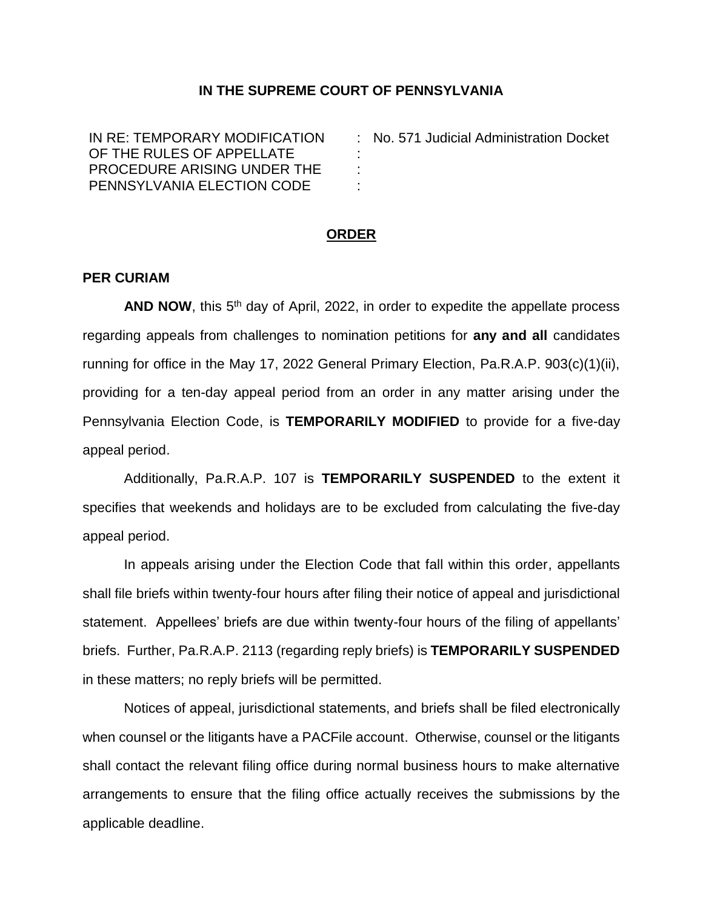**IN THE SUPREME COURT OF PENNSYLVANIA**

| | | |
|---|---|---|
| IN RE: TEMPORARY MODIFICATION OF THE RULES OF APPELLATE PROCEDURE ARISING UNDER THE PENNSYLVANIA ELECTION CODE | : | No. 571 Judicial Administration Docket |

## **ORDER**

**PER CURIAM**

**AND NOW**, this 5th day of April, 2022, in order to expedite the appellate process regarding appeals from challenges to nomination petitions for **any and all** candidates running for office in the May 17, 2022 General Primary Election, Pa.R.A.P. 903(c)(1)(ii), providing for a ten-day appeal period from an order in any matter arising under the Pennsylvania Election Code, is **TEMPORARILY MODIFIED** to provide for a five-day appeal period.

Additionally, Pa.R.A.P. 107 is **TEMPORARILY SUSPENDED** to the extent it specifies that weekends and holidays are to be excluded from calculating the five-day appeal period.

In appeals arising under the Election Code that fall within this order, appellants shall file briefs within twenty-four hours after filing their notice of appeal and jurisdictional statement. Appellees' briefs are due within twenty-four hours of the filing of appellants' briefs. Further, Pa.R.A.P. 2113 (regarding reply briefs) is **TEMPORARILY SUSPENDED** in these matters; no reply briefs will be permitted.

Notices of appeal, jurisdictional statements, and briefs shall be filed electronically when counsel or the litigants have a PACFile account. Otherwise, counsel or the litigants shall contact the relevant filing office during normal business hours to make alternative arrangements to ensure that the filing office actually receives the submissions by the applicable deadline.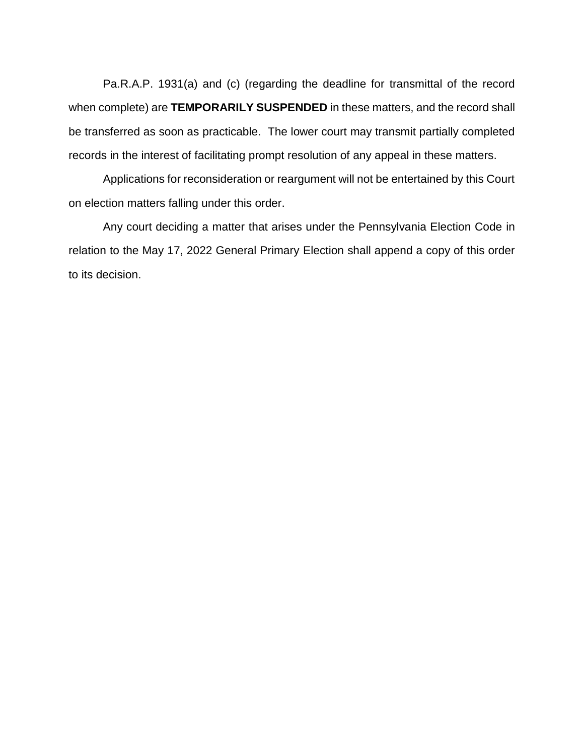Pa.R.A.P. 1931(a) and (c) (regarding the deadline for transmittal of the record when complete) are **TEMPORARILY SUSPENDED** in these matters, and the record shall be transferred as soon as practicable. The lower court may transmit partially completed records in the interest of facilitating prompt resolution of any appeal in these matters.

Applications for reconsideration or reargument will not be entertained by this Court on election matters falling under this order.

Any court deciding a matter that arises under the Pennsylvania Election Code in relation to the May 17, 2022 General Primary Election shall append a copy of this order to its decision.